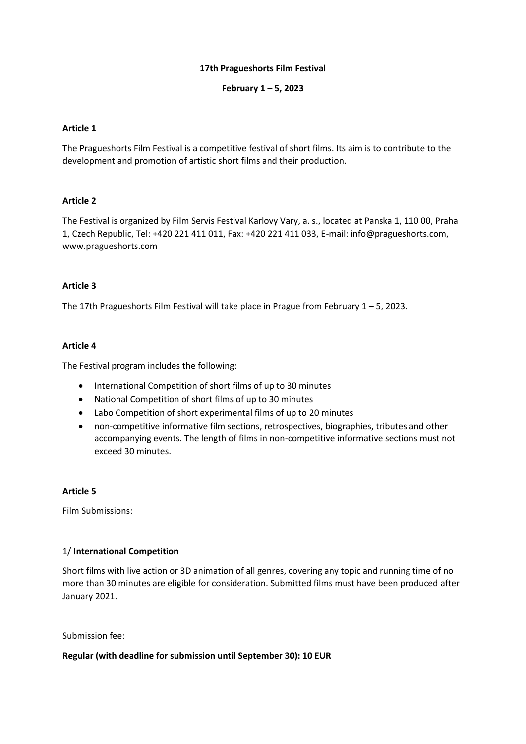**17th Pragueshorts Film Festival**

**February 1 – 5, 2023**

**Article 1**

The Pragueshorts Film Festival is a competitive festival of short films. Its aim is to contribute to the development and promotion of artistic short films and their production.

**Article 2**

The Festival is organized by Film Servis Festival Karlovy Vary, a. s., located at Panska 1, 110 00, Praha 1, Czech Republic, Tel: +420 221 411 011, Fax: +420 221 411 033, E-mail: info@pragueshorts.com, www.pragueshorts.com

**Article 3**

The 17th Pragueshorts Film Festival will take place in Prague from February 1 – 5, 2023.

**Article 4**

The Festival program includes the following:

- International Competition of short films of up to 30 minutes
- National Competition of short films of up to 30 minutes
- Labo Competition of short experimental films of up to 20 minutes
- non-competitive informative film sections, retrospectives, biographies, tributes and other accompanying events. The length of films in non-competitive informative sections must not exceed 30 minutes.

**Article 5**

Film Submissions:

1/ **International Competition**

Short films with live action or 3D animation of all genres, covering any topic and running time of no more than 30 minutes are eligible for consideration. Submitted films must have been produced after January 2021.

Submission fee:

**Regular (with deadline for submission until September 30): 10 EUR**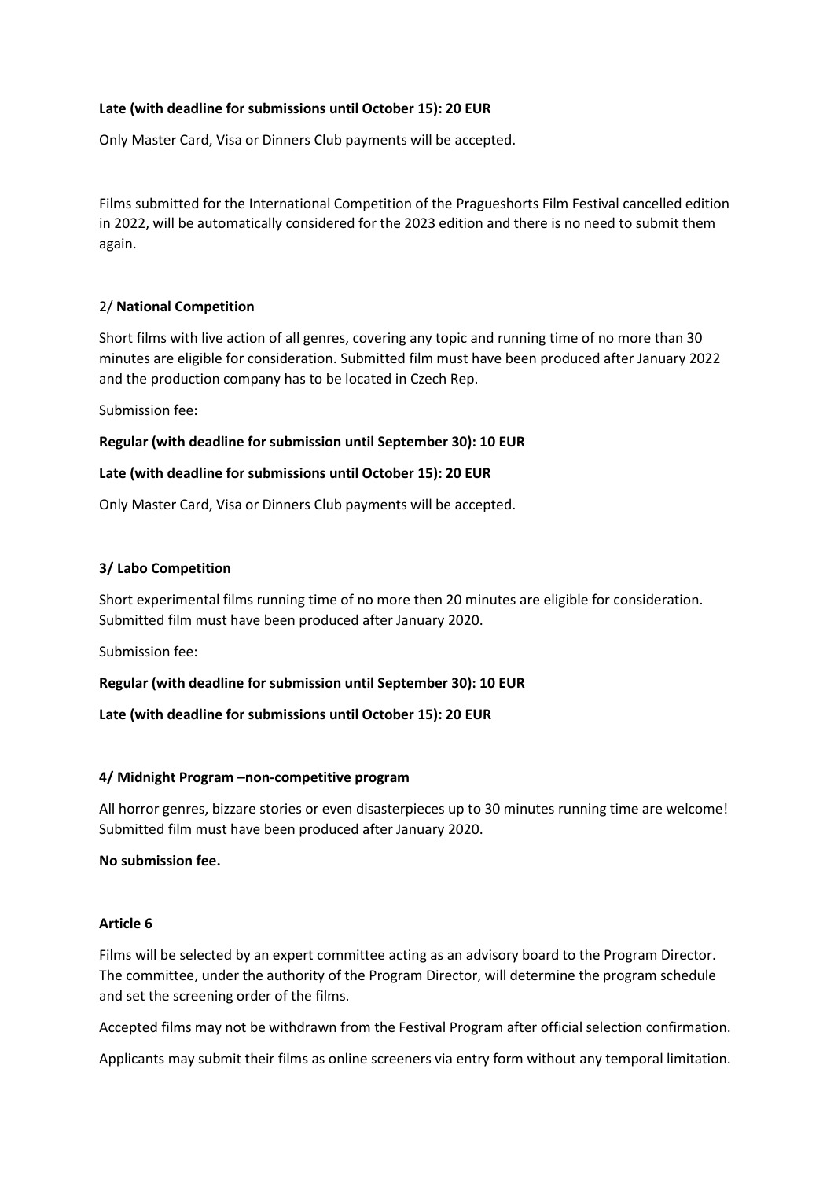**Late (with deadline for submissions until October 15): 20 EUR**

Only Master Card, Visa or Dinners Club payments will be accepted.

Films submitted for the International Competition of the Pragueshorts Film Festival cancelled edition in 2022, will be automatically considered for the 2023 edition and there is no need to submit them again.

### 2/ **National Competition**

Short films with live action of all genres, covering any topic and running time of no more than 30 minutes are eligible for consideration. Submitted film must have been produced after January 2022 and the production company has to be located in Czech Rep.

Submission fee:

**Regular (with deadline for submission until September 30): 10 EUR**

**Late (with deadline for submissions until October 15): 20 EUR**

Only Master Card, Visa or Dinners Club payments will be accepted.

### **3/ Labo Competition**

Short experimental films running time of no more then 20 minutes are eligible for consideration. Submitted film must have been produced after January 2020.

Submission fee:

**Regular (with deadline for submission until September 30): 10 EUR**

**Late (with deadline for submissions until October 15): 20 EUR**

### **4/ Midnight Program –non-competitive program**

All horror genres, bizzare stories or even disasterpieces up to 30 minutes running time are welcome! Submitted film must have been produced after January 2020.

**No submission fee.**

## **Article 6**

Films will be selected by an expert committee acting as an advisory board to the Program Director. The committee, under the authority of the Program Director, will determine the program schedule and set the screening order of the films.

Accepted films may not be withdrawn from the Festival Program after official selection confirmation.

Applicants may submit their films as online screeners via entry form without any temporal limitation.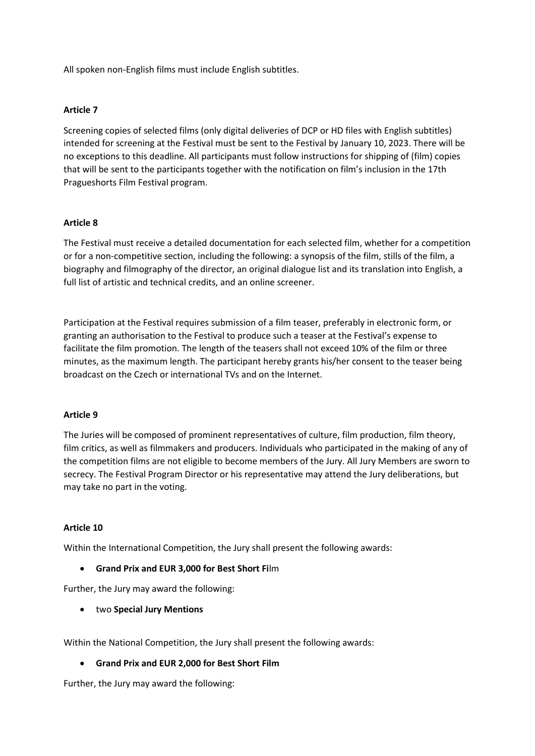All spoken non-English films must include English subtitles.

**Article 7**

Screening copies of selected films (only digital deliveries of DCP or HD files with English subtitles) intended for screening at the Festival must be sent to the Festival by January 10, 2023. There will be no exceptions to this deadline. All participants must follow instructions for shipping of (film) copies that will be sent to the participants together with the notification on film's inclusion in the 17th Pragueshorts Film Festival program.

**Article 8**

The Festival must receive a detailed documentation for each selected film, whether for a competition or for a non-competitive section, including the following: a synopsis of the film, stills of the film, a biography and filmography of the director, an original dialogue list and its translation into English, a full list of artistic and technical credits, and an online screener.

Participation at the Festival requires submission of a film teaser, preferably in electronic form, or granting an authorisation to the Festival to produce such a teaser at the Festival's expense to facilitate the film promotion. The length of the teasers shall not exceed 10% of the film or three minutes, as the maximum length. The participant hereby grants his/her consent to the teaser being broadcast on the Czech or international TVs and on the Internet.

**Article 9**

The Juries will be composed of prominent representatives of culture, film production, film theory, film critics, as well as filmmakers and producers. Individuals who participated in the making of any of the competition films are not eligible to become members of the Jury. All Jury Members are sworn to secrecy. The Festival Program Director or his representative may attend the Jury deliberations, but may take no part in the voting.

**Article 10**

Within the International Competition, the Jury shall present the following awards:

- **Grand Prix and EUR 3,000 for Best Short Fi**lm

Further, the Jury may award the following:

- two **Special Jury Mentions**

Within the National Competition, the Jury shall present the following awards:

- **Grand Prix and EUR 2,000 for Best Short Film**

Further, the Jury may award the following: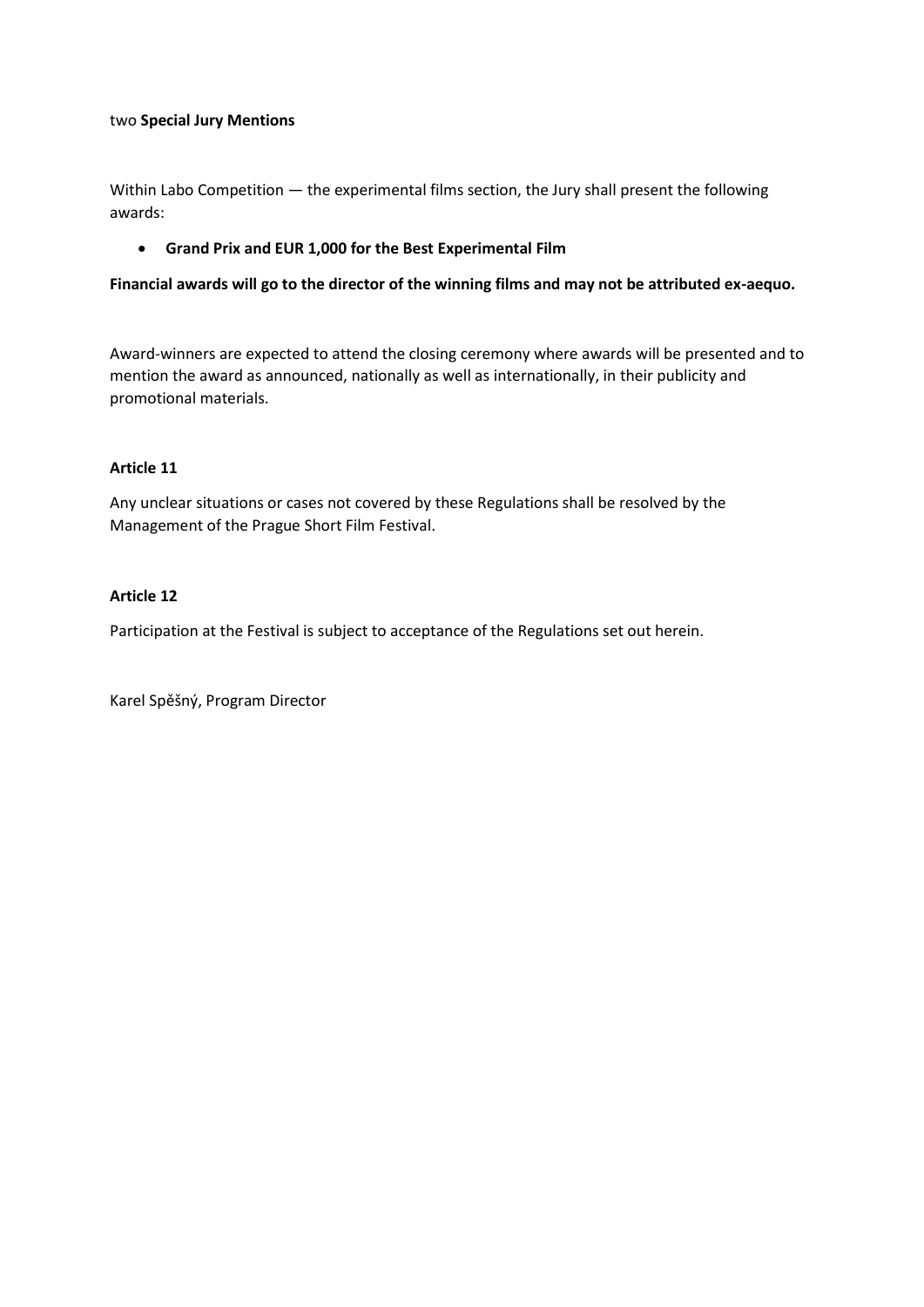two **Special Jury Mentions**

Within Labo Competition — the experimental films section, the Jury shall present the following awards:

- **Grand Prix and EUR 1,000 for the Best Experimental Film**

**Financial awards will go to the director of the winning films and may not be attributed ex-aequo.**

Award-winners are expected to attend the closing ceremony where awards will be presented and to mention the award as announced, nationally as well as internationally, in their publicity and promotional materials.

**Article 11**

Any unclear situations or cases not covered by these Regulations shall be resolved by the Management of the Prague Short Film Festival.

**Article 12**

Participation at the Festival is subject to acceptance of the Regulations set out herein.

Karel Spěšný, Program Director